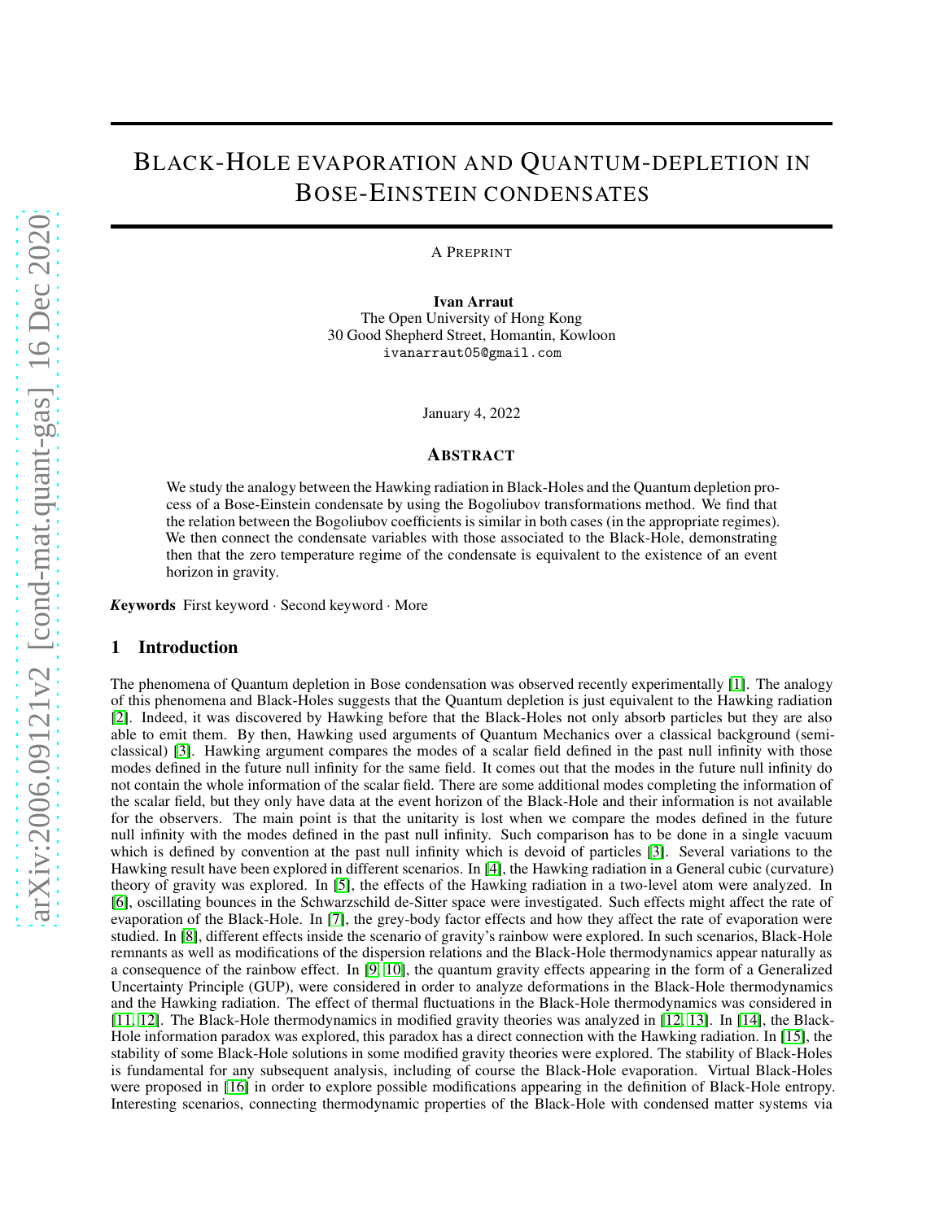# Black-Hole evaporation and Quantum-depletion in Bose-Einstein condensates

A Preprint

**Ivan Arraut**
The Open University of Hong Kong
30 Good Shepherd Street, Homantin, Kowloon
ivanarraut05@gmail.com

January 4, 2022

## Abstract

We study the analogy between the Hawking radiation in Black-Holes and the Quantum depletion process of a Bose-Einstein condensate by using the Bogoliubov transformations method. We find that the relation between the Bogoliubov coefficients is similar in both cases (in the appropriate regimes). We then connect the condensate variables with those associated to the Black-Hole, demonstrating then that the zero temperature regime of the condensate is equivalent to the existence of an event horizon in gravity.

***Keywords*** First keyword · Second keyword · More

## 1 Introduction

The phenomena of Quantum depletion in Bose condensation was observed recently experimentally [1]. The analogy of this phenomena and Black-Holes suggests that the Quantum depletion is just equivalent to the Hawking radiation [2]. Indeed, it was discovered by Hawking before that the Black-Holes not only absorb particles but they are also able to emit them. By then, Hawking used arguments of Quantum Mechanics over a classical background (semi-classical) [3]. Hawking argument compares the modes of a scalar field defined in the past null infinity with those modes defined in the future null infinity for the same field. It comes out that the modes in the future null infinity do not contain the whole information of the scalar field. There are some additional modes completing the information of the scalar field, but they only have data at the event horizon of the Black-Hole and their information is not available for the observers. The main point is that the unitarity is lost when we compare the modes defined in the future null infinity with the modes defined in the past null infinity. Such comparison has to be done in a single vacuum which is defined by convention at the past null infinity which is devoid of particles [3]. Several variations to the Hawking result have been explored in different scenarios. In [4], the Hawking radiation in a General cubic (curvature) theory of gravity was explored. In [5], the effects of the Hawking radiation in a two-level atom were analyzed. In [6], oscillating bounces in the Schwarzschild de-Sitter space were investigated. Such effects might affect the rate of evaporation of the Black-Hole. In [7], the grey-body factor effects and how they affect the rate of evaporation were studied. In [8], different effects inside the scenario of gravity's rainbow were explored. In such scenarios, Black-Hole remnants as well as modifications of the dispersion relations and the Black-Hole thermodynamics appear naturally as a consequence of the rainbow effect. In [9, 10], the quantum gravity effects appearing in the form of a Generalized Uncertainty Principle (GUP), were considered in order to analyze deformations in the Black-Hole thermodynamics and the Hawking radiation. The effect of thermal fluctuations in the Black-Hole thermodynamics was considered in [11, 12]. The Black-Hole thermodynamics in modified gravity theories was analyzed in [12, 13]. In [14], the Black-Hole information paradox was explored, this paradox has a direct connection with the Hawking radiation. In [15], the stability of some Black-Hole solutions in some modified gravity theories were explored. The stability of Black-Holes is fundamental for any subsequent analysis, including of course the Black-Hole evaporation. Virtual Black-Holes were proposed in [16] in order to explore possible modifications appearing in the definition of Black-Hole entropy. Interesting scenarios, connecting thermodynamic properties of the Black-Hole with condensed matter systems via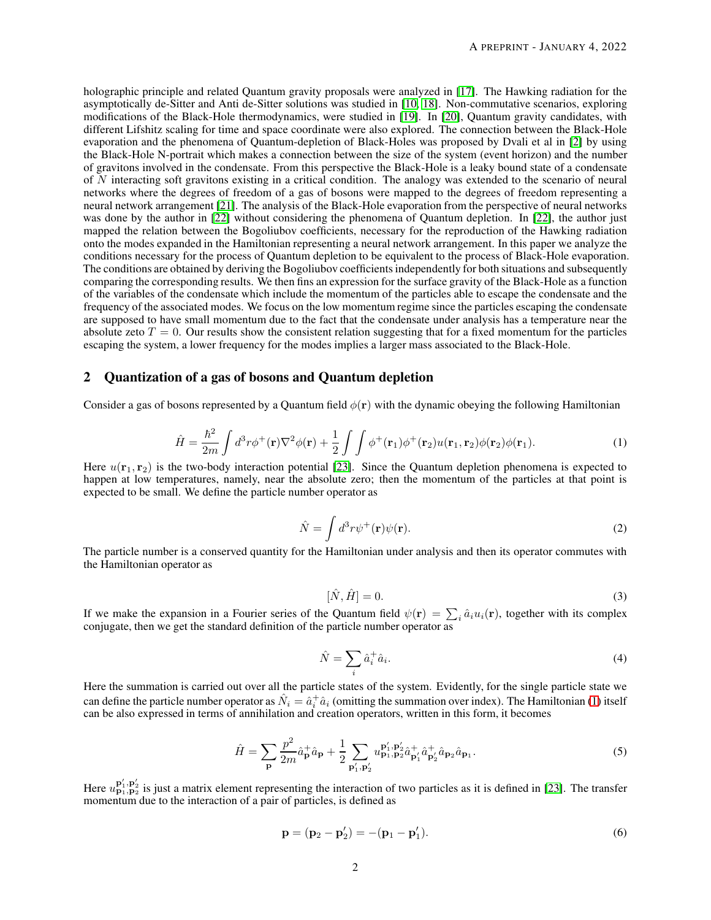holographic principle and related Quantum gravity proposals were analyzed in [17]. The Hawking radiation for the asymptotically de-Sitter and Anti de-Sitter solutions was studied in [10, 18]. Non-commutative scenarios, exploring modifications of the Black-Hole thermodynamics, were studied in [19]. In [20], Quantum gravity candidates, with different Lifshitz scaling for time and space coordinate were also explored. The connection between the Black-Hole evaporation and the phenomena of Quantum-depletion of Black-Holes was proposed by Dvali et al in [2] by using the Black-Hole N-portrait which makes a connection between the size of the system (event horizon) and the number of gravitons involved in the condensate. From this perspective the Black-Hole is a leaky bound state of a condensate of $N$ interacting soft gravitons existing in a critical condition. The analogy was extended to the scenario of neural networks where the degrees of freedom of a gas of bosons were mapped to the degrees of freedom representing a neural network arrangement [21]. The analysis of the Black-Hole evaporation from the perspective of neural networks was done by the author in [22] without considering the phenomena of Quantum depletion. In [22], the author just mapped the relation between the Bogoliubov coefficients, necessary for the reproduction of the Hawking radiation onto the modes expanded in the Hamiltonian representing a neural network arrangement. In this paper we analyze the conditions necessary for the process of Quantum depletion to be equivalent to the process of Black-Hole evaporation. The conditions are obtained by deriving the Bogoliubov coefficients independently for both situations and subsequently comparing the corresponding results. We then fins an expression for the surface gravity of the Black-Hole as a function of the variables of the condensate which include the momentum of the particles able to escape the condensate and the frequency of the associated modes. We focus on the low momentum regime since the particles escaping the condensate are supposed to have small momentum due to the fact that the condensate under analysis has a temperature near the absolute zeto $T = 0$. Our results show the consistent relation suggesting that for a fixed momentum for the particles escaping the system, a lower frequency for the modes implies a larger mass associated to the Black-Hole.

## 2 Quantization of a gas of bosons and Quantum depletion

Consider a gas of bosons represented by a Quantum field $\phi(\mathbf{r})$ with the dynamic obeying the following Hamiltonian

$$\hat{H} = \frac{\hbar^2}{2m}\int d^3r\phi^+(\mathbf{r})\nabla^2\phi(\mathbf{r}) + \frac{1}{2}\int\int \phi^+(\mathbf{r}_1)\phi^+(\mathbf{r}_2)u(\mathbf{r}_1, \mathbf{r}_2)\phi(\mathbf{r}_2)\phi(\mathbf{r}_1). \tag{1}$$

Here $u(\mathbf{r}_1, \mathbf{r}_2)$ is the two-body interaction potential [23]. Since the Quantum depletion phenomena is expected to happen at low temperatures, namely, near the absolute zero; then the momentum of the particles at that point is expected to be small. We define the particle number operator as

$$\hat{N} = \int d^3r\psi^+(\mathbf{r})\psi(\mathbf{r}). \tag{2}$$

The particle number is a conserved quantity for the Hamiltonian under analysis and then its operator commutes with the Hamiltonian operator as

$$[\hat{N}, \hat{H}] = 0. \tag{3}$$

If we make the expansion in a Fourier series of the Quantum field $\psi(\mathbf{r}) = \sum_i \hat{a}_i u_i(\mathbf{r})$, together with its complex conjugate, then we get the standard definition of the particle number operator as

$$\hat{N} = \sum_i \hat{a}_i^+\hat{a}_i. \tag{4}$$

Here the summation is carried out over all the particle states of the system. Evidently, for the single particle state we can define the particle number operator as $\hat{N}_i = \hat{a}_i^+\hat{a}_i$ (omitting the summation over index). The Hamiltonian (1) itself can be also expressed in terms of annihilation and creation operators, written in this form, it becomes

$$\hat{H} = \sum_{\mathbf{p}} \frac{p^2}{2m}\hat{a}_{\mathbf{p}}^+\hat{a}_{\mathbf{p}} + \frac{1}{2}\sum_{\mathbf{p}_1', \mathbf{p}_2'} u_{\mathbf{p}_1, \mathbf{p}_2}^{\mathbf{p}_1', \mathbf{p}_2'}\hat{a}_{\mathbf{p}_1'}^+\hat{a}_{\mathbf{p}_2'}^+\hat{a}_{\mathbf{p}_2}\hat{a}_{\mathbf{p}_1}. \tag{5}$$

Here $u_{\mathbf{p}_1, \mathbf{p}_2}^{\mathbf{p}_1', \mathbf{p}_2'}$ is just a matrix element representing the interaction of two particles as it is defined in [23]. The transfer momentum due to the interaction of a pair of particles, is defined as

$$\mathbf{p} = (\mathbf{p}_2 - \mathbf{p}_2') = -(\mathbf{p}_1 - \mathbf{p}_1'). \tag{6}$$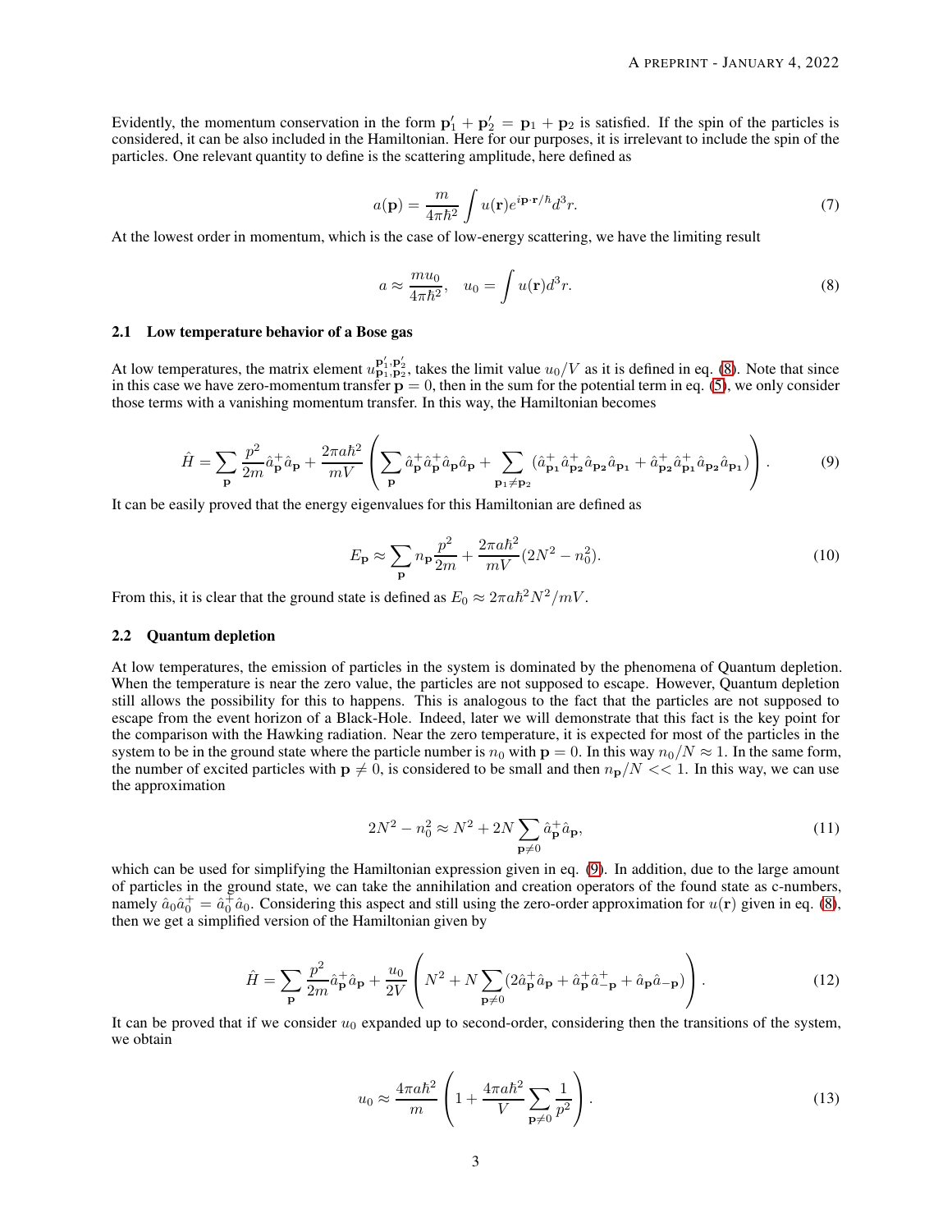Evidently, the momentum conservation in the form $\mathbf{p}'_1 + \mathbf{p}'_2 = \mathbf{p}_1 + \mathbf{p}_2$ is satisfied. If the spin of the particles is considered, it can be also included in the Hamiltonian. Here for our purposes, it is irrelevant to include the spin of the particles. One relevant quantity to define is the scattering amplitude, here defined as

$$a(\mathbf{p}) = \frac{m}{4\pi\hbar^2}\int u(\mathbf{r})e^{i\mathbf{p}\cdot\mathbf{r}/\hbar}d^3r. \tag{7}$$

At the lowest order in momentum, which is the case of low-energy scattering, we have the limiting result

$$a \approx \frac{mu_0}{4\pi\hbar^2}, \quad u_0 = \int u(\mathbf{r})d^3r. \tag{8}$$

### 2.1 Low temperature behavior of a Bose gas

At low temperatures, the matrix element $u^{\mathbf{p}'_1,\mathbf{p}'_2}_{\mathbf{p}_1,\mathbf{p}_2}$, takes the limit value $u_0/V$ as it is defined in eq. (8). Note that since in this case we have zero-momentum transfer $\mathbf{p} = 0$, then in the sum for the potential term in eq. (5), we only consider those terms with a vanishing momentum transfer. In this way, the Hamiltonian becomes

$$\hat{H} = \sum_{\mathbf{p}} \frac{p^2}{2m}\hat{a}^+_{\mathbf{p}}\hat{a}_{\mathbf{p}} + \frac{2\pi a\hbar^2}{mV}\left(\sum_{\mathbf{p}}\hat{a}^+_{\mathbf{p}}\hat{a}^+_{\mathbf{p}}\hat{a}_{\mathbf{p}}\hat{a}_{\mathbf{p}} + \sum_{\mathbf{p}_1\neq\mathbf{p}_2}(\hat{a}^+_{\mathbf{p}_1}\hat{a}^+_{\mathbf{p}_2}\hat{a}_{\mathbf{p}_2}\hat{a}_{\mathbf{p}_1} + \hat{a}^+_{\mathbf{p}_2}\hat{a}^+_{\mathbf{p}_1}\hat{a}_{\mathbf{p}_2}\hat{a}_{\mathbf{p}_1})\right). \tag{9}$$

It can be easily proved that the energy eigenvalues for this Hamiltonian are defined as

$$E_{\mathbf{p}} \approx \sum_{\mathbf{p}} n_{\mathbf{p}}\frac{p^2}{2m} + \frac{2\pi a\hbar^2}{mV}(2N^2 - n_0^2). \tag{10}$$

From this, it is clear that the ground state is defined as $E_0 \approx 2\pi a\hbar^2 N^2/mV$.

### 2.2 Quantum depletion

At low temperatures, the emission of particles in the system is dominated by the phenomena of Quantum depletion. When the temperature is near the zero value, the particles are not supposed to escape. However, Quantum depletion still allows the possibility for this to happens. This is analogous to the fact that the particles are not supposed to escape from the event horizon of a Black-Hole. Indeed, later we will demonstrate that this fact is the key point for the comparison with the Hawking radiation. Near the zero temperature, it is expected for most of the particles in the system to be in the ground state where the particle number is $n_0$ with $\mathbf{p} = 0$. In this way $n_0/N \approx 1$. In the same form, the number of excited particles with $\mathbf{p} \neq 0$, is considered to be small and then $n_{\mathbf{p}}/N << 1$. In this way, we can use the approximation

$$2N^2 - n_0^2 \approx N^2 + 2N\sum_{\mathbf{p}\neq 0}\hat{a}^+_{\mathbf{p}}\hat{a}_{\mathbf{p}}, \tag{11}$$

which can be used for simplifying the Hamiltonian expression given in eq. (9). In addition, due to the large amount of particles in the ground state, we can take the annihilation and creation operators of the found state as c-numbers, namely $\hat{a}_0\hat{a}^+_0 = \hat{a}^+_0\hat{a}_0$. Considering this aspect and still using the zero-order approximation for $u(\mathbf{r})$ given in eq. (8), then we get a simplified version of the Hamiltonian given by

$$\hat{H} = \sum_{\mathbf{p}}\frac{p^2}{2m}\hat{a}^+_{\mathbf{p}}\hat{a}_{\mathbf{p}} + \frac{u_0}{2V}\left(N^2 + N\sum_{\mathbf{p}\neq 0}(2\hat{a}^+_{\mathbf{p}}\hat{a}_{\mathbf{p}} + \hat{a}^+_{\mathbf{p}}\hat{a}^+_{-\mathbf{p}} + \hat{a}_{\mathbf{p}}\hat{a}_{-\mathbf{p}})\right). \tag{12}$$

It can be proved that if we consider $u_0$ expanded up to second-order, considering then the transitions of the system, we obtain

$$u_0 \approx \frac{4\pi a\hbar^2}{m}\left(1 + \frac{4\pi a\hbar^2}{V}\sum_{\mathbf{p}\neq 0}\frac{1}{p^2}\right). \tag{13}$$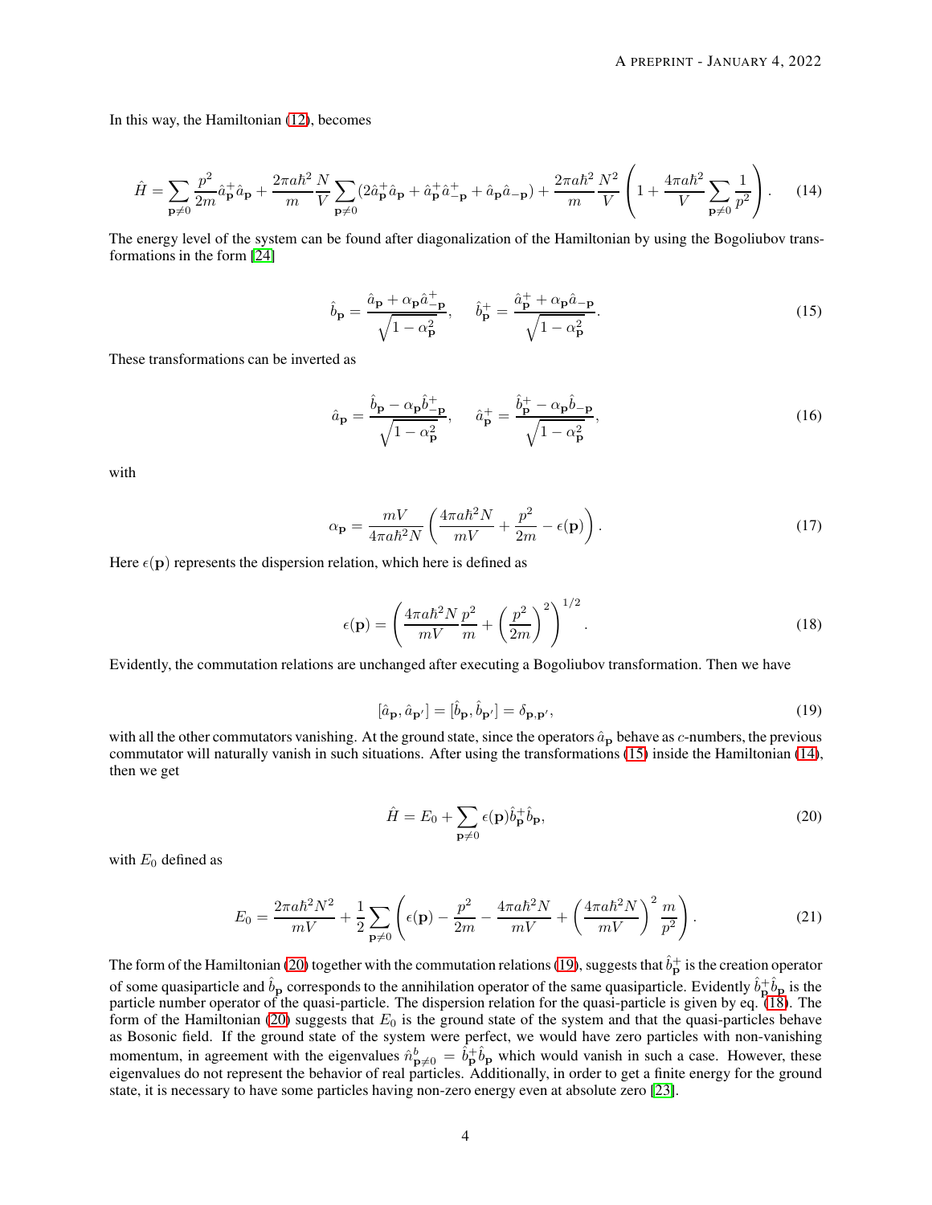In this way, the Hamiltonian (12), becomes

$$
\hat{H}=\sum_{\mathbf{p}\neq 0}\frac{p^2}{2m}\hat{a}^+_{\mathbf{p}}\hat{a}_{\mathbf{p}}+\frac{2\pi a\hbar^2}{m}\frac{N}{V}\sum_{\mathbf{p}\neq 0}(2\hat{a}^+_{\mathbf{p}}\hat{a}_{\mathbf{p}}+\hat{a}^+_{\mathbf{p}}\hat{a}^+_{-\mathbf{p}}+\hat{a}_{\mathbf{p}}\hat{a}_{-\mathbf{p}})+\frac{2\pi a\hbar^2}{m}\frac{N^2}{V}\left(1+\frac{4\pi a\hbar^2}{V}\sum_{\mathbf{p}\neq 0}\frac{1}{p^2}\right). \tag{14}
$$

The energy level of the system can be found after diagonalization of the Hamiltonian by using the Bogoliubov transformations in the form [24]

$$
\hat{b}_{\mathbf{p}}=\frac{\hat{a}_{\mathbf{p}}+\alpha_{\mathbf{p}}\hat{a}^+_{-\mathbf{p}}}{\sqrt{1-\alpha^2_{\mathbf{p}}}},\quad \hat{b}^+_{\mathbf{p}}=\frac{\hat{a}^+_{\mathbf{p}}+\alpha_{\mathbf{p}}\hat{a}_{-\mathbf{p}}}{\sqrt{1-\alpha^2_{\mathbf{p}}}}. \tag{15}
$$

These transformations can be inverted as

$$
\hat{a}_{\mathbf{p}}=\frac{\hat{b}_{\mathbf{p}}-\alpha_{\mathbf{p}}\hat{b}^+_{-\mathbf{p}}}{\sqrt{1-\alpha^2_{\mathbf{p}}}},\quad \hat{a}^+_{\mathbf{p}}=\frac{\hat{b}^+_{\mathbf{p}}-\alpha_{\mathbf{p}}\hat{b}_{-\mathbf{p}}}{\sqrt{1-\alpha^2_{\mathbf{p}}}}, \tag{16}
$$

with

$$
\alpha_{\mathbf{p}}=\frac{mV}{4\pi a\hbar^2 N}\left(\frac{4\pi a\hbar^2 N}{mV}+\frac{p^2}{2m}-\epsilon(\mathbf{p})\right). \tag{17}
$$

Here $\epsilon(\mathbf{p})$ represents the dispersion relation, which here is defined as

$$
\epsilon(\mathbf{p})=\left(\frac{4\pi a\hbar^2 N}{mV}\frac{p^2}{m}+\left(\frac{p^2}{2m}\right)^2\right)^{1/2}. \tag{18}
$$

Evidently, the commutation relations are unchanged after executing a Bogoliubov transformation. Then we have

$$
[\hat{a}_{\mathbf{p}},\hat{a}_{\mathbf{p}'}]=[\hat{b}_{\mathbf{p}},\hat{b}_{\mathbf{p}'}]=\delta_{\mathbf{p},\mathbf{p}'}, \tag{19}
$$

with all the other commutators vanishing. At the ground state, since the operators $\hat{a}_{\mathbf{p}}$ behave as $c$-numbers, the previous commutator will naturally vanish in such situations. After using the transformations (15) inside the Hamiltonian (14), then we get

$$
\hat{H}=E_0+\sum_{\mathbf{p}\neq 0}\epsilon(\mathbf{p})\hat{b}^+_{\mathbf{p}}\hat{b}_{\mathbf{p}}, \tag{20}
$$

with $E_0$ defined as

$$
E_0=\frac{2\pi a\hbar^2 N^2}{mV}+\frac{1}{2}\sum_{\mathbf{p}\neq 0}\left(\epsilon(\mathbf{p})-\frac{p^2}{2m}-\frac{4\pi a\hbar^2 N}{mV}+\left(\frac{4\pi a\hbar^2 N}{mV}\right)^2\frac{m}{p^2}\right). \tag{21}
$$

The form of the Hamiltonian (20) together with the commutation relations (19), suggests that $\hat{b}^+_{\mathbf{p}}$ is the creation operator of some quasiparticle and $\hat{b}_{\mathbf{p}}$ corresponds to the annihilation operator of the same quasiparticle. Evidently $\hat{b}^+_{\mathbf{p}}\hat{b}_{\mathbf{p}}$ is the particle number operator of the quasi-particle. The dispersion relation for the quasi-particle is given by eq. (18). The form of the Hamiltonian (20) suggests that $E_0$ is the ground state of the system and that the quasi-particles behave as Bosonic field. If the ground state of the system were perfect, we would have zero particles with non-vanishing momentum, in agreement with the eigenvalues $\hat{n}^b_{\mathbf{p}\neq 0}=\hat{b}^+_{\mathbf{p}}\hat{b}_{\mathbf{p}}$ which would vanish in such a case. However, these eigenvalues do not represent the behavior of real particles. Additionally, in order to get a finite energy for the ground state, it is necessary to have some particles having non-zero energy even at absolute zero [23].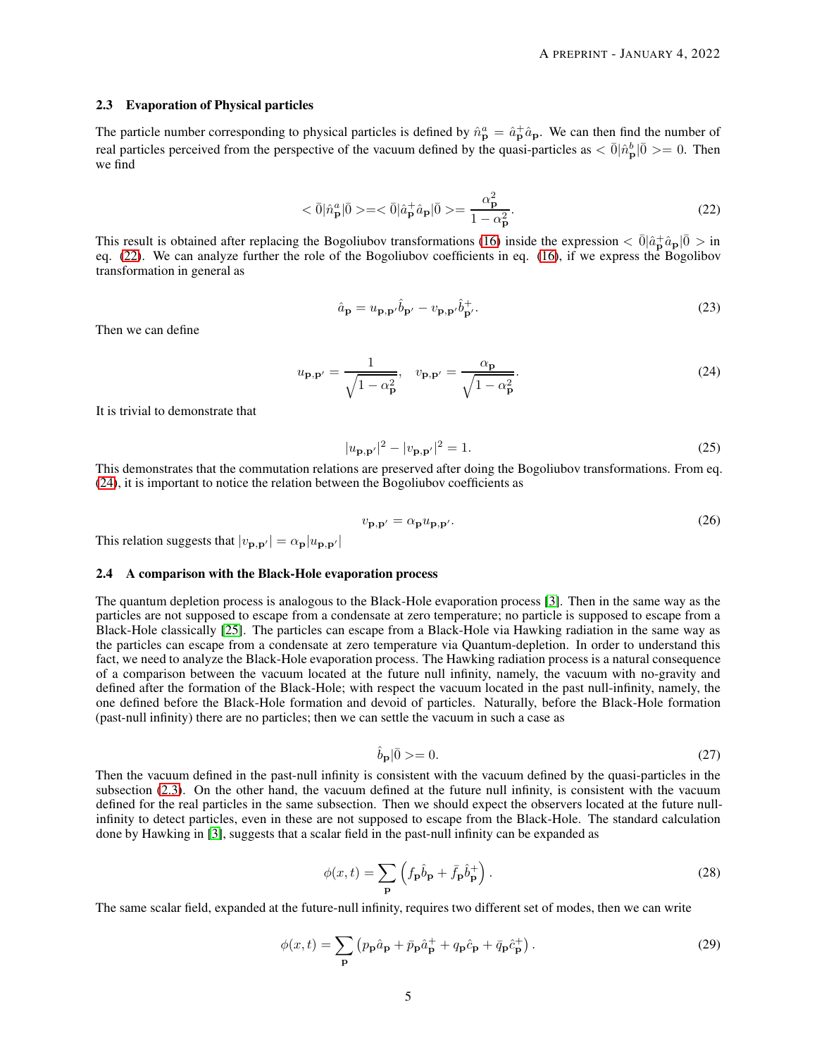### 2.3 Evaporation of Physical particles

The particle number corresponding to physical particles is defined by $\hat{n}^a_{\mathbf{p}} = \hat{a}^+_{\mathbf{p}}\hat{a}_{\mathbf{p}}$. We can then find the number of real particles perceived from the perspective of the vacuum defined by the quasi-particles as $<\bar{0}|\hat{n}^b_{\mathbf{p}}|\bar{0}>= 0$. Then we find

$$
<\bar{0}|\hat{n}^a_{\mathbf{p}}|\bar{0}>=<\bar{0}|\hat{a}^+_{\mathbf{p}}\hat{a}_{\mathbf{p}}|\bar{0}>=\frac{\alpha^2_{\mathbf{p}}}{1-\alpha^2_{\mathbf{p}}}. \tag{22}
$$

This result is obtained after replacing the Bogoliubov transformations (16) inside the expression $<\bar{0}|\hat{a}^+_{\mathbf{p}}\hat{a}_{\mathbf{p}}|\bar{0}>$ in eq. (22). We can analyze further the role of the Bogoliubov coefficients in eq. (16), if we express the Bogolibov transformation in general as

$$
\hat{a}_{\mathbf{p}} = u_{\mathbf{p},\mathbf{p}'}\hat{b}_{\mathbf{p}'} - v_{\mathbf{p},\mathbf{p}'}\hat{b}^+_{\mathbf{p}'}. \tag{23}
$$

Then we can define

$$
u_{\mathbf{p},\mathbf{p}'} = \frac{1}{\sqrt{1-\alpha^2_{\mathbf{p}}}}, \quad v_{\mathbf{p},\mathbf{p}'} = \frac{\alpha_{\mathbf{p}}}{\sqrt{1-\alpha^2_{\mathbf{p}}}}. \tag{24}
$$

It is trivial to demonstrate that

$$
|u_{\mathbf{p},\mathbf{p}'}|^2 - |v_{\mathbf{p},\mathbf{p}'}|^2 = 1. \tag{25}
$$

This demonstrates that the commutation relations are preserved after doing the Bogoliubov transformations. From eq. (24), it is important to notice the relation between the Bogoliubov coefficients as

$$
v_{\mathbf{p},\mathbf{p}'} = \alpha_{\mathbf{p}} u_{\mathbf{p},\mathbf{p}'}. \tag{26}
$$

This relation suggests that $|v_{\mathbf{p},\mathbf{p}'}| = \alpha_{\mathbf{p}}|u_{\mathbf{p},\mathbf{p}'}|$

### 2.4 A comparison with the Black-Hole evaporation process

The quantum depletion process is analogous to the Black-Hole evaporation process [3]. Then in the same way as the particles are not supposed to escape from a condensate at zero temperature; no particle is supposed to escape from a Black-Hole classically [25]. The particles can escape from a Black-Hole via Hawking radiation in the same way as the particles can escape from a condensate at zero temperature via Quantum-depletion. In order to understand this fact, we need to analyze the Black-Hole evaporation process. The Hawking radiation process is a natural consequence of a comparison between the vacuum located at the future null infinity, namely, the vacuum with no-gravity and defined after the formation of the Black-Hole; with respect the vacuum located in the past null-infinity, namely, the one defined before the Black-Hole formation and devoid of particles. Naturally, before the Black-Hole formation (past-null infinity) there are no particles; then we can settle the vacuum in such a case as

$$
\hat{b}_{\mathbf{p}}|\bar{0}>= 0. \tag{27}
$$

Then the vacuum defined in the past-null infinity is consistent with the vacuum defined by the quasi-particles in the subsection (2.3). On the other hand, the vacuum defined at the future null infinity, is consistent with the vacuum defined for the real particles in the same subsection. Then we should expect the observers located at the future null-infinity to detect particles, even in these are not supposed to escape from the Black-Hole. The standard calculation done by Hawking in [3], suggests that a scalar field in the past-null infinity can be expanded as

$$
\phi(x,t) = \sum_{\mathbf{p}}\left(f_{\mathbf{p}}\hat{b}_{\mathbf{p}} + \bar{f}_{\mathbf{p}}\hat{b}^+_{\mathbf{p}}\right). \tag{28}
$$

The same scalar field, expanded at the future-null infinity, requires two different set of modes, then we can write

$$
\phi(x,t) = \sum_{\mathbf{p}}\left(p_{\mathbf{p}}\hat{a}_{\mathbf{p}} + \bar{p}_{\mathbf{p}}\hat{a}^+_{\mathbf{p}} + q_{\mathbf{p}}\hat{c}_{\mathbf{p}} + \bar{q}_{\mathbf{p}}\hat{c}^+_{\mathbf{p}}\right). \tag{29}
$$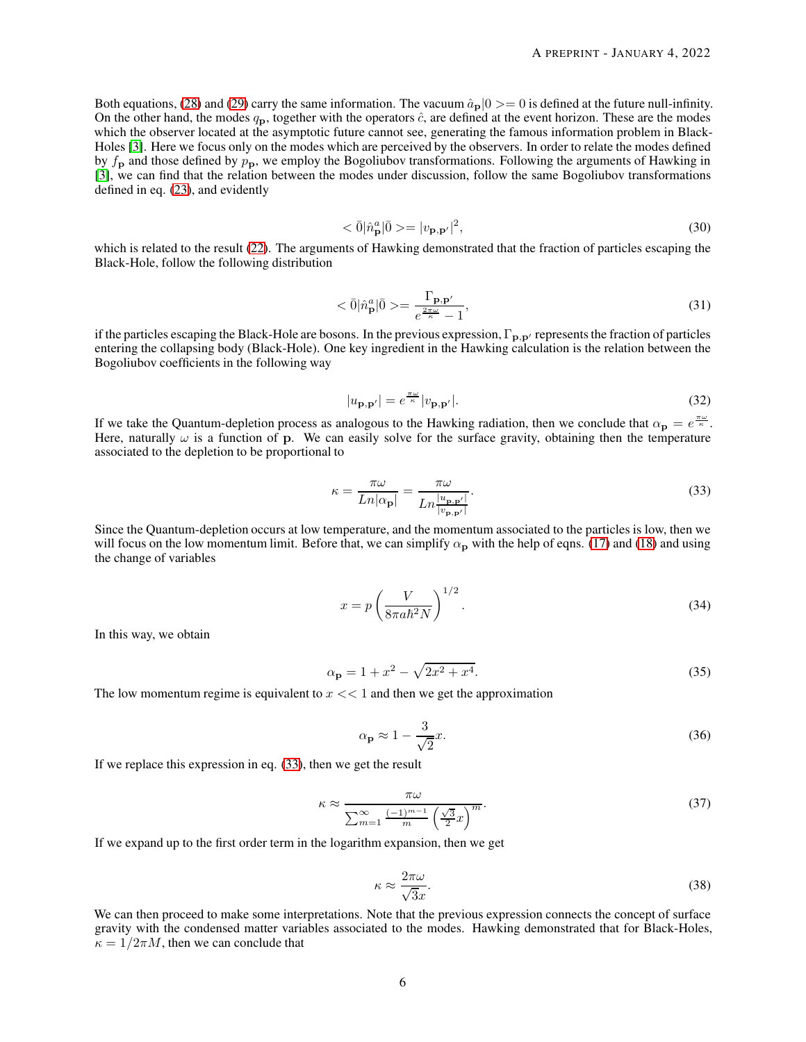Both equations, (28) and (29) carry the same information. The vacuum $\hat{a}_{\mathbf{p}}|0>=0$ is defined at the future null-infinity. On the other hand, the modes $q_{\mathbf{p}}$, together with the operators $\hat{c}$, are defined at the event horizon. These are the modes which the observer located at the asymptotic future cannot see, generating the famous information problem in Black-Holes [3]. Here we focus only on the modes which are perceived by the observers. In order to relate the modes defined by $f_{\mathbf{p}}$ and those defined by $p_{\mathbf{p}}$, we employ the Bogoliubov transformations. Following the arguments of Hawking in [3], we can find that the relation between the modes under discussion, follow the same Bogoliubov transformations defined in eq. (23), and evidently

$$
<\bar{0}|\hat{n}^a_{\mathbf{p}}|\bar{0}>=|v_{\mathbf{p},\mathbf{p}'}|^2, \tag{30}
$$

which is related to the result (22). The arguments of Hawking demonstrated that the fraction of particles escaping the Black-Hole, follow the following distribution

$$
<\bar{0}|\hat{n}^a_{\mathbf{p}}|\bar{0}>=\frac{\Gamma_{\mathbf{p},\mathbf{p}'}}{e^{\frac{2\pi\omega}{\kappa}}-1}, \tag{31}
$$

if the particles escaping the Black-Hole are bosons. In the previous expression, $\Gamma_{\mathbf{p},\mathbf{p}'}$ represents the fraction of particles entering the collapsing body (Black-Hole). One key ingredient in the Hawking calculation is the relation between the Bogoliubov coefficients in the following way

$$
|u_{\mathbf{p},\mathbf{p}'}|=e^{\frac{\pi\omega}{\kappa}}|v_{\mathbf{p},\mathbf{p}'}|. \tag{32}
$$

If we take the Quantum-depletion process as analogous to the Hawking radiation, then we conclude that $\alpha_{\mathbf{p}}=e^{\frac{\pi\omega}{\kappa}}$. Here, naturally $\omega$ is a function of $\mathbf{p}$. We can easily solve for the surface gravity, obtaining then the temperature associated to the depletion to be proportional to

$$
\kappa=\frac{\pi\omega}{Ln|\alpha_{\mathbf{p}}|}=\frac{\pi\omega}{Ln\frac{|u_{\mathbf{p},\mathbf{p}'}|}{|v_{\mathbf{p},\mathbf{p}'}|}}. \tag{33}
$$

Since the Quantum-depletion occurs at low temperature, and the momentum associated to the particles is low, then we will focus on the low momentum limit. Before that, we can simplify $\alpha_{\mathbf{p}}$ with the help of eqns. (17) and (18) and using the change of variables

$$
x=p\left(\frac{V}{8\pi a\hbar^2 N}\right)^{1/2}. \tag{34}
$$

In this way, we obtain

$$
\alpha_{\mathbf{p}}=1+x^2-\sqrt{2x^2+x^4}. \tag{35}
$$

The low momentum regime is equivalent to $x<<1$ and then we get the approximation

$$
\alpha_{\mathbf{p}}\approx 1-\frac{3}{\sqrt{2}}x. \tag{36}
$$

If we replace this expression in eq. (33), then we get the result

$$
\kappa\approx\frac{\pi\omega}{\sum_{m=1}^{\infty}\frac{(-1)^{m-1}}{m}\left(\frac{\sqrt{3}}{2}x\right)^m}. \tag{37}
$$

If we expand up to the first order term in the logarithm expansion, then we get

$$
\kappa\approx\frac{2\pi\omega}{\sqrt{3}x}. \tag{38}
$$

We can then proceed to make some interpretations. Note that the previous expression connects the concept of surface gravity with the condensed matter variables associated to the modes. Hawking demonstrated that for Black-Holes, $\kappa=1/2\pi M$, then we can conclude that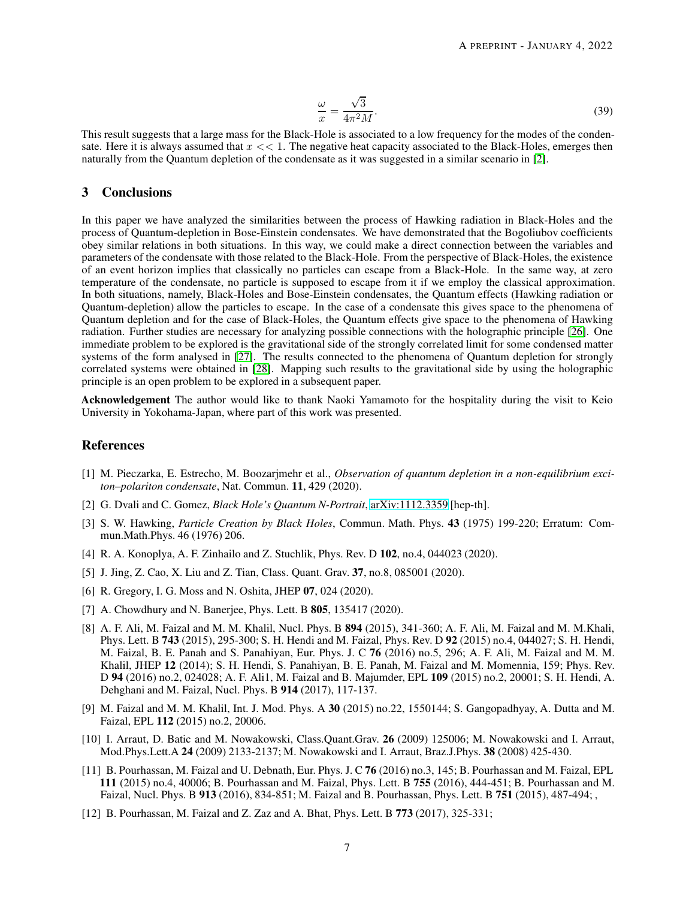$$\frac{\omega}{x} = \frac{\sqrt{3}}{4\pi^2 M}. \tag{39}$$

This result suggests that a large mass for the Black-Hole is associated to a low frequency for the modes of the condensate. Here it is always assumed that $x << 1$. The negative heat capacity associated to the Black-Holes, emerges then naturally from the Quantum depletion of the condensate as it was suggested in a similar scenario in [2].

## 3 Conclusions

In this paper we have analyzed the similarities between the process of Hawking radiation in Black-Holes and the process of Quantum-depletion in Bose-Einstein condensates. We have demonstrated that the Bogoliubov coefficients obey similar relations in both situations. In this way, we could make a direct connection between the variables and parameters of the condensate with those related to the Black-Hole. From the perspective of Black-Holes, the existence of an event horizon implies that classically no particles can escape from a Black-Hole. In the same way, at zero temperature of the condensate, no particle is supposed to escape from it if we employ the classical approximation. In both situations, namely, Black-Holes and Bose-Einstein condensates, the Quantum effects (Hawking radiation or Quantum-depletion) allow the particles to escape. In the case of a condensate this gives space to the phenomena of Quantum depletion and for the case of Black-Holes, the Quantum effects give space to the phenomena of Hawking radiation. Further studies are necessary for analyzing possible connections with the holographic principle [26]. One immediate problem to be explored is the gravitational side of the strongly correlated limit for some condensed matter systems of the form analysed in [27]. The results connected to the phenomena of Quantum depletion for strongly correlated systems were obtained in [28]. Mapping such results to the gravitational side by using the holographic principle is an open problem to be explored in a subsequent paper.

**Acknowledgement** The author would like to thank Naoki Yamamoto for the hospitality during the visit to Keio University in Yokohama-Japan, where part of this work was presented.

## References

[1] M. Pieczarka, E. Estrecho, M. Boozarjmehr et al., *Observation of quantum depletion in a non-equilibrium exciton–polariton condensate*, Nat. Commun. **11**, 429 (2020).

[2] G. Dvali and C. Gomez, *Black Hole's Quantum N-Portrait*, arXiv:1112.3359 [hep-th].

[3] S. W. Hawking, *Particle Creation by Black Holes*, Commun. Math. Phys. **43** (1975) 199-220; Erratum: Commun.Math.Phys. 46 (1976) 206.

[4] R. A. Konoplya, A. F. Zinhailo and Z. Stuchlik, Phys. Rev. D **102**, no.4, 044023 (2020).

[5] J. Jing, Z. Cao, X. Liu and Z. Tian, Class. Quant. Grav. **37**, no.8, 085001 (2020).

[6] R. Gregory, I. G. Moss and N. Oshita, JHEP **07**, 024 (2020).

[7] A. Chowdhury and N. Banerjee, Phys. Lett. B **805**, 135417 (2020).

[8] A. F. Ali, M. Faizal and M. M. Khalil, Nucl. Phys. B **894** (2015), 341-360; A. F. Ali, M. Faizal and M. M.Khali, Phys. Lett. B **743** (2015), 295-300; S. H. Hendi and M. Faizal, Phys. Rev. D **92** (2015) no.4, 044027; S. H. Hendi, M. Faizal, B. E. Panah and S. Panahiyan, Eur. Phys. J. C **76** (2016) no.5, 296; A. F. Ali, M. Faizal and M. M. Khalil, JHEP **12** (2014); S. H. Hendi, S. Panahiyan, B. E. Panah, M. Faizal and M. Momennia, 159; Phys. Rev. D **94** (2016) no.2, 024028; A. F. Ali1, M. Faizal and B. Majumder, EPL **109** (2015) no.2, 20001; S. H. Hendi, A. Dehghani and M. Faizal, Nucl. Phys. B **914** (2017), 117-137.

[9] M. Faizal and M. M. Khalil, Int. J. Mod. Phys. A **30** (2015) no.22, 1550144; S. Gangopadhyay, A. Dutta and M. Faizal, EPL **112** (2015) no.2, 20006.

[10] I. Arraut, D. Batic and M. Nowakowski, Class.Quant.Grav. **26** (2009) 125006; M. Nowakowski and I. Arraut, Mod.Phys.Lett.A **24** (2009) 2133-2137; M. Nowakowski and I. Arraut, Braz.J.Phys. **38** (2008) 425-430.

[11] B. Pourhassan, M. Faizal and U. Debnath, Eur. Phys. J. C **76** (2016) no.3, 145; B. Pourhassan and M. Faizal, EPL **111** (2015) no.4, 40006; B. Pourhassan and M. Faizal, Phys. Lett. B **755** (2016), 444-451; B. Pourhassan and M. Faizal, Nucl. Phys. B **913** (2016), 834-851; M. Faizal and B. Pourhassan, Phys. Lett. B **751** (2015), 487-494; ,

[12] B. Pourhassan, M. Faizal and Z. Zaz and A. Bhat, Phys. Lett. B **773** (2017), 325-331;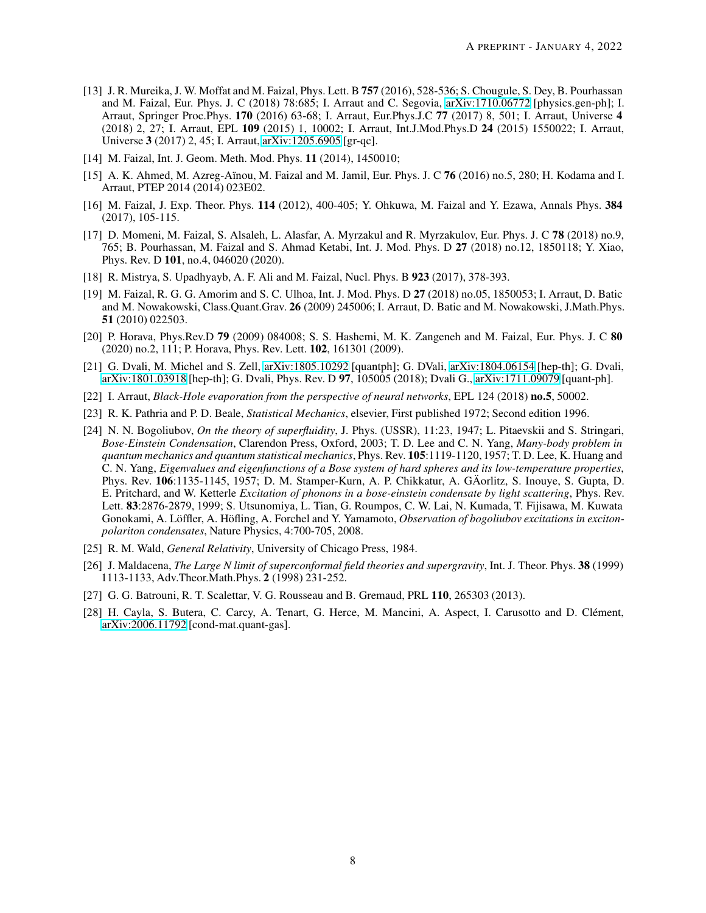[13] J. R. Mureika, J. W. Moffat and M. Faizal, Phys. Lett. B **757** (2016), 528-536; S. Chougule, S. Dey, B. Pourhassan and M. Faizal, Eur. Phys. J. C (2018) 78:685; I. Arraut and C. Segovia, arXiv:1710.06772 [physics.gen-ph]; I. Arraut, Springer Proc.Phys. **170** (2016) 63-68; I. Arraut, Eur.Phys.J.C **77** (2017) 8, 501; I. Arraut, Universe **4** (2018) 2, 27; I. Arraut, EPL **109** (2015) 1, 10002; I. Arraut, Int.J.Mod.Phys.D **24** (2015) 1550022; I. Arraut, Universe **3** (2017) 2, 45; I. Arraut, arXiv:1205.6905 [gr-qc].

[14] M. Faizal, Int. J. Geom. Meth. Mod. Phys. **11** (2014), 1450010;

[15] A. K. Ahmed, M. Azreg-Aïnou, M. Faizal and M. Jamil, Eur. Phys. J. C **76** (2016) no.5, 280; H. Kodama and I. Arraut, PTEP 2014 (2014) 023E02.

[16] M. Faizal, J. Exp. Theor. Phys. **114** (2012), 400-405; Y. Ohkuwa, M. Faizal and Y. Ezawa, Annals Phys. **384** (2017), 105-115.

[17] D. Momeni, M. Faizal, S. Alsaleh, L. Alasfar, A. Myrzakul and R. Myrzakulov, Eur. Phys. J. C **78** (2018) no.9, 765; B. Pourhassan, M. Faizal and S. Ahmad Ketabi, Int. J. Mod. Phys. D **27** (2018) no.12, 1850118; Y. Xiao, Phys. Rev. D **101**, no.4, 046020 (2020).

[18] R. Mistrya, S. Upadhyayb, A. F. Ali and M. Faizal, Nucl. Phys. B **923** (2017), 378-393.

[19] M. Faizal, R. G. G. Amorim and S. C. Ulhoa, Int. J. Mod. Phys. D **27** (2018) no.05, 1850053; I. Arraut, D. Batic and M. Nowakowski, Class.Quant.Grav. **26** (2009) 245006; I. Arraut, D. Batic and M. Nowakowski, J.Math.Phys. **51** (2010) 022503.

[20] P. Horava, Phys.Rev.D **79** (2009) 084008; S. S. Hashemi, M. K. Zangeneh and M. Faizal, Eur. Phys. J. C **80** (2020) no.2, 111; P. Horava, Phys. Rev. Lett. **102**, 161301 (2009).

[21] G. Dvali, M. Michel and S. Zell, arXiv:1805.10292 [quantph]; G. DVali, arXiv:1804.06154 [hep-th]; G. Dvali, arXiv:1801.03918 [hep-th]; G. Dvali, Phys. Rev. D **97**, 105005 (2018); Dvali G., arXiv:1711.09079 [quant-ph].

[22] I. Arraut, *Black-Hole evaporation from the perspective of neural networks*, EPL 124 (2018) **no.5**, 50002.

[23] R. K. Pathria and P. D. Beale, *Statistical Mechanics*, elsevier, First published 1972; Second edition 1996.

[24] N. N. Bogoliubov, *On the theory of superfluidity*, J. Phys. (USSR), 11:23, 1947; L. Pitaevskii and S. Stringari, *Bose-Einstein Condensation*, Clarendon Press, Oxford, 2003; T. D. Lee and C. N. Yang, *Many-body problem in quantum mechanics and quantum statistical mechanics*, Phys. Rev. **105**:1119-1120, 1957; T. D. Lee, K. Huang and C. N. Yang, *Eigenvalues and eigenfunctions of a Bose system of hard spheres and its low-temperature properties*, Phys. Rev. **106**:1135-1145, 1957; D. M. Stamper-Kurn, A. P. Chikkatur, A. GÄorlitz, S. Inouye, S. Gupta, D. E. Pritchard, and W. Ketterle *Excitation of phonons in a bose-einstein condensate by light scattering*, Phys. Rev. Lett. **83**:2876-2879, 1999; S. Utsunomiya, L. Tian, G. Roumpos, C. W. Lai, N. Kumada, T. Fijisawa, M. Kuwata Gonokami, A. Löffler, A. Höfling, A. Forchel and Y. Yamamoto, *Observation of bogoliubov excitations in exciton-polariton condensates*, Nature Physics, 4:700-705, 2008.

[25] R. M. Wald, *General Relativity*, University of Chicago Press, 1984.

[26] J. Maldacena, *The Large N limit of superconformal field theories and supergravity*, Int. J. Theor. Phys. **38** (1999) 1113-1133, Adv.Theor.Math.Phys. **2** (1998) 231-252.

[27] G. G. Batrouni, R. T. Scalettar, V. G. Rousseau and B. Gremaud, PRL **110**, 265303 (2013).

[28] H. Cayla, S. Butera, C. Carcy, A. Tenart, G. Herce, M. Mancini, A. Aspect, I. Carusotto and D. Clément, arXiv:2006.11792 [cond-mat.quant-gas].